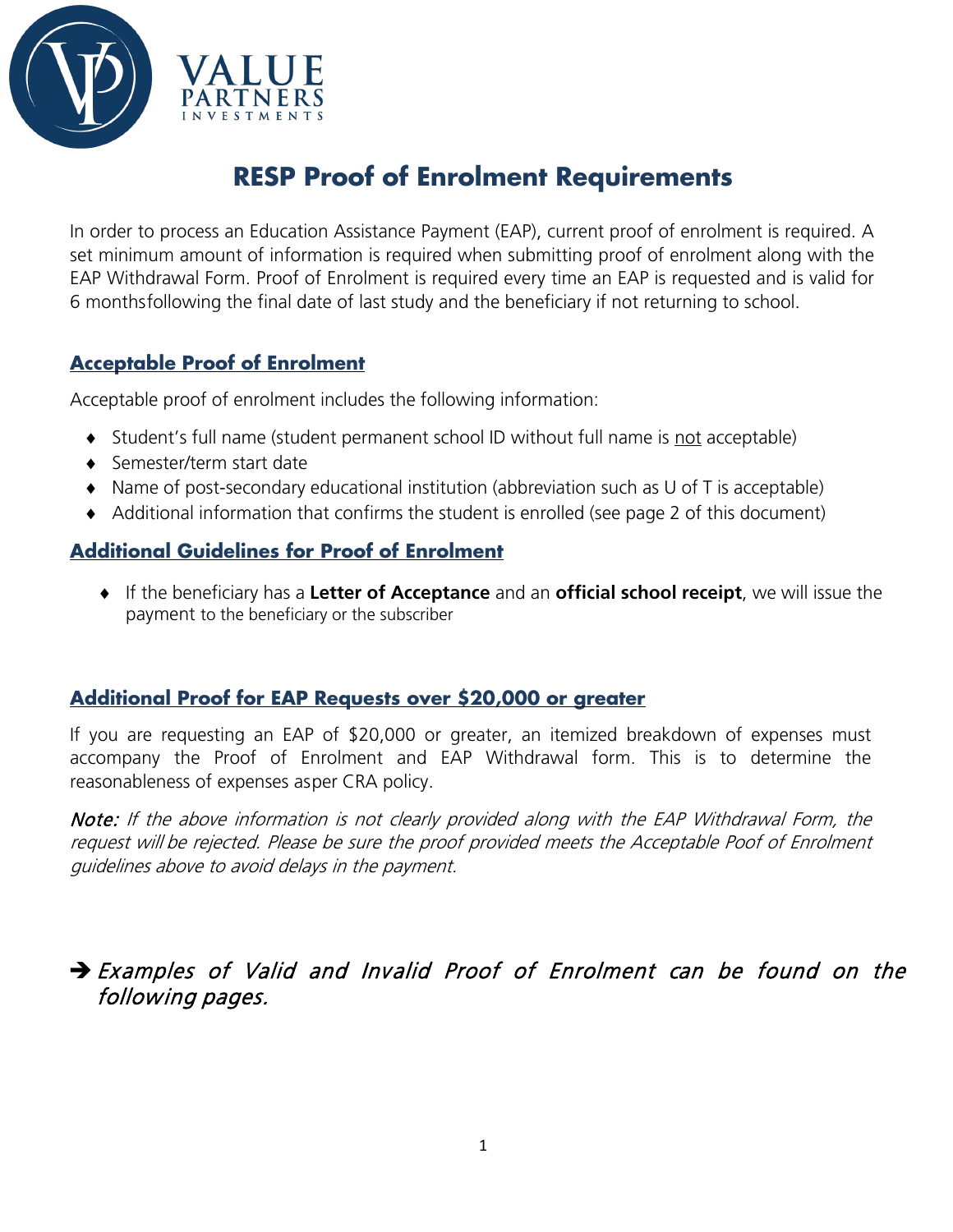VALUE PARTNERS INVESTMENTS

# RESP Proof of Enrolment Requirements

In order to process an Education Assistance Payment (EAP), current proof of enrolment is required. A set minimum amount of information is required when submitting proof of enrolment along with the EAP Withdrawal Form. Proof of Enrolment is required every time an EAP is requested and is valid for 6 monthsfollowing the final date of last study and the beneficiary if not returning to school.

## Acceptable Proof of Enrolment

Acceptable proof of enrolment includes the following information:

- Student's full name (student permanent school ID without full name is not acceptable)
- Semester/term start date
- Name of post-secondary educational institution (abbreviation such as U of T is acceptable)
- Additional information that confirms the student is enrolled (see page 2 of this document)

## Additional Guidelines for Proof of Enrolment

- If the beneficiary has a **Letter of Acceptance** and an **official school receipt**, we will issue the payment to the beneficiary or the subscriber

## Additional Proof for EAP Requests over $20,000 or greater

If you are requesting an EAP of $20,000 or greater, an itemized breakdown of expenses must accompany the Proof of Enrolment and EAP Withdrawal form. This is to determine the reasonableness of expenses asper CRA policy.

*Note: If the above information is not clearly provided along with the EAP Withdrawal Form, the request will be rejected. Please be sure the proof provided meets the Acceptable Poof of Enrolment guidelines above to avoid delays in the payment.*

➔ *Examples of Valid and Invalid Proof of Enrolment can be found on the following pages.*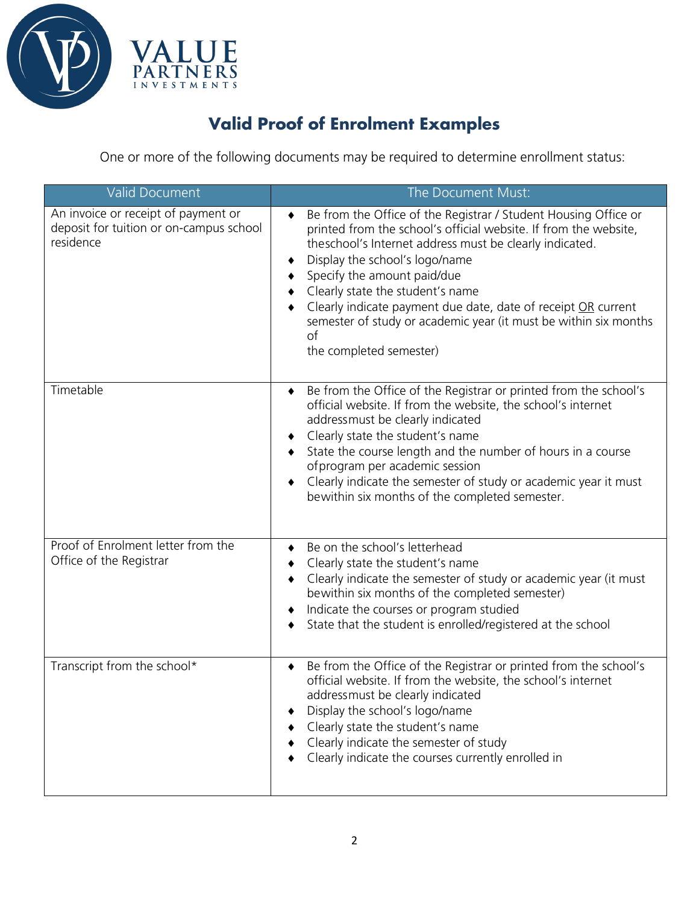## Valid Proof of Enrolment Examples

One or more of the following documents may be required to determine enrollment status:

| Valid Document | The Document Must: |
|---|---|
| An invoice or receipt of payment or deposit for tuition or on-campus school residence | ♦ Be from the Office of the Registrar / Student Housing Office or printed from the school's official website. If from the website, theschool's Internet address must be clearly indicated.<br>♦ Display the school's logo/name<br>♦ Specify the amount paid/due<br>♦ Clearly state the student's name<br>♦ Clearly indicate payment due date, date of receipt <u>OR</u> current semester of study or academic year (it must be within six months of the completed semester) |
| Timetable | ♦ Be from the Office of the Registrar or printed from the school's official website. If from the website, the school's internet addressmust be clearly indicated<br>♦ Clearly state the student's name<br>♦ State the course length and the number of hours in a course ofprogram per academic session<br>♦ Clearly indicate the semester of study or academic year it must bewithin six months of the completed semester. |
| Proof of Enrolment letter from the Office of the Registrar | ♦ Be on the school's letterhead<br>♦ Clearly state the student's name<br>♦ Clearly indicate the semester of study or academic year (it must bewithin six months of the completed semester)<br>♦ Indicate the courses or program studied<br>♦ State that the student is enrolled/registered at the school |
| Transcript from the school* | ♦ Be from the Office of the Registrar or printed from the school's official website. If from the website, the school's internet addressmust be clearly indicated<br>♦ Display the school's logo/name<br>♦ Clearly state the student's name<br>♦ Clearly indicate the semester of study<br>♦ Clearly indicate the courses currently enrolled in |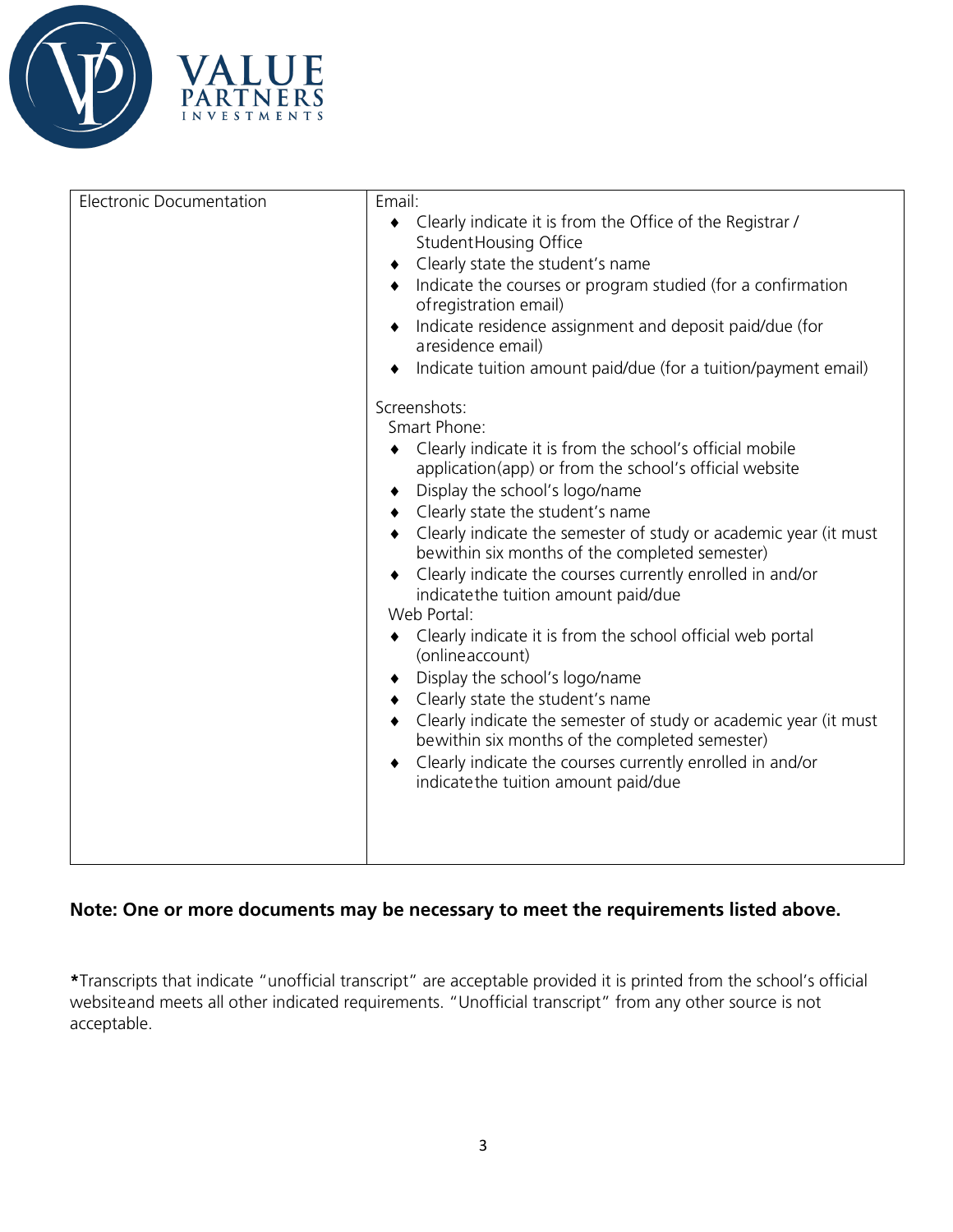| Electronic Documentation | Email:<br>♦ Clearly indicate it is from the Office of the Registrar / Student Housing Office<br>♦ Clearly state the student's name<br>♦ Indicate the courses or program studied (for a confirmation of registration email)<br>♦ Indicate residence assignment and deposit paid/due (for a residence email)<br>♦ Indicate tuition amount paid/due (for a tuition/payment email)<br><br>Screenshots:<br>Smart Phone:<br>♦ Clearly indicate it is from the school's official mobile application (app) or from the school's official website<br>♦ Display the school's logo/name<br>♦ Clearly state the student's name<br>♦ Clearly indicate the semester of study or academic year (it must be within six months of the completed semester)<br>♦ Clearly indicate the courses currently enrolled in and/or indicate the tuition amount paid/due<br>Web Portal:<br>♦ Clearly indicate it is from the school official web portal (online account)<br>♦ Display the school's logo/name<br>♦ Clearly state the student's name<br>♦ Clearly indicate the semester of study or academic year (it must be within six months of the completed semester)<br>♦ Clearly indicate the courses currently enrolled in and/or indicate the tuition amount paid/due |
|---|---|

**Note: One or more documents may be necessary to meet the requirements listed above.**

**\***Transcripts that indicate "unofficial transcript" are acceptable provided it is printed from the school's official website and meets all other indicated requirements. "Unofficial transcript" from any other source is not acceptable.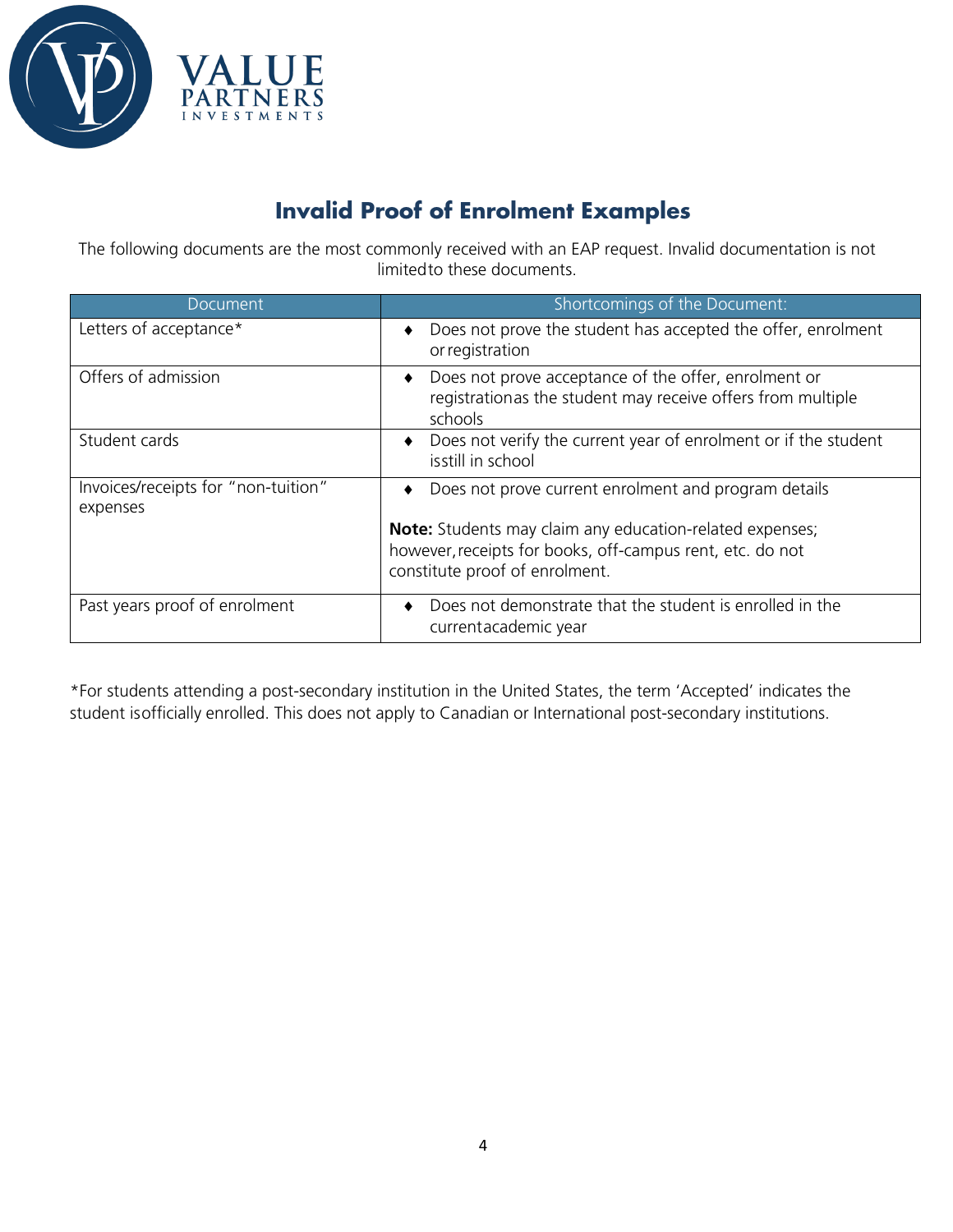# Invalid Proof of Enrolment Examples

The following documents are the most commonly received with an EAP request. Invalid documentation is not limited to these documents.

| Document | Shortcomings of the Document: |
|---|---|
| Letters of acceptance* | ♦ Does not prove the student has accepted the offer, enrolment or registration |
| Offers of admission | ♦ Does not prove acceptance of the offer, enrolment or registration as the student may receive offers from multiple schools |
| Student cards | ♦ Does not verify the current year of enrolment or if the student is still in school |
| Invoices/receipts for "non-tuition" expenses | ♦ Does not prove current enrolment and program details<br><br>**Note:** Students may claim any education-related expenses; however, receipts for books, off-campus rent, etc. do not constitute proof of enrolment. |
| Past years proof of enrolment | ♦ Does not demonstrate that the student is enrolled in the current academic year |

*For students attending a post-secondary institution in the United States, the term 'Accepted' indicates the student is officially enrolled. This does not apply to Canadian or International post-secondary institutions.